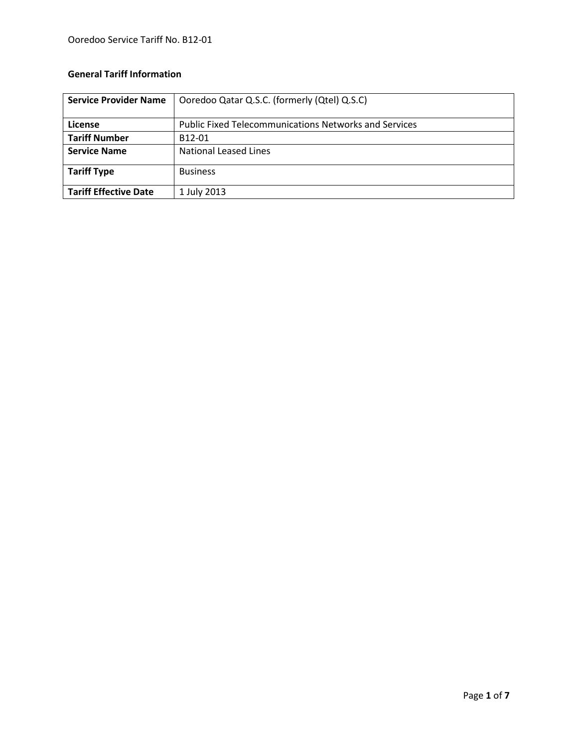**General Tariff Information**

| Service Provider Name | Ooredoo Qatar Q.S.C. (formerly (Qtel) Q.S.C) |
|---|---|
| License | Public Fixed Telecommunications Networks and Services |
| Tariff Number | B12-01 |
| Service Name | National Leased Lines |
| Tariff Type | Business |
| Tariff Effective Date | 1 July 2013 |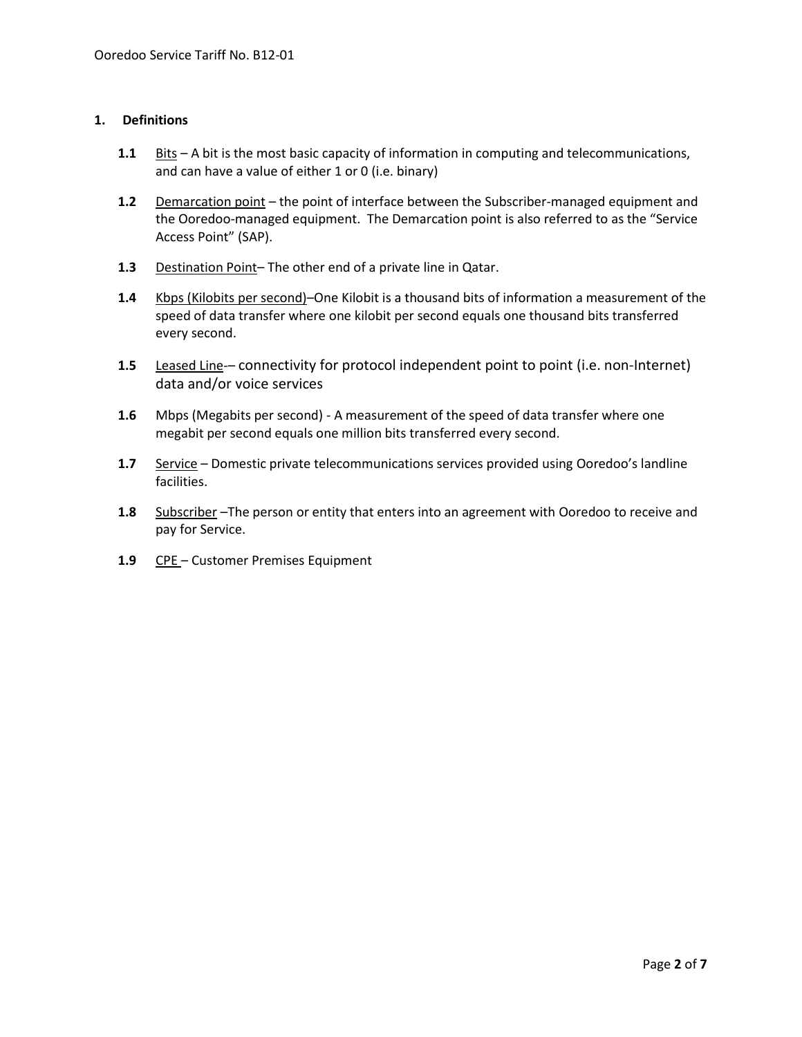## 1. Definitions

**1.1** Bits – A bit is the most basic capacity of information in computing and telecommunications, and can have a value of either 1 or 0 (i.e. binary)

**1.2** Demarcation point – the point of interface between the Subscriber-managed equipment and the Ooredoo-managed equipment. The Demarcation point is also referred to as the "Service Access Point" (SAP).

**1.3** Destination Point– The other end of a private line in Qatar.

**1.4** Kbps (Kilobits per second)–One Kilobit is a thousand bits of information a measurement of the speed of data transfer where one kilobit per second equals one thousand bits transferred every second.

**1.5** Leased Line-– connectivity for protocol independent point to point (i.e. non-Internet) data and/or voice services

**1.6** Mbps (Megabits per second) - A measurement of the speed of data transfer where one megabit per second equals one million bits transferred every second.

**1.7** Service – Domestic private telecommunications services provided using Ooredoo's landline facilities.

**1.8** Subscriber –The person or entity that enters into an agreement with Ooredoo to receive and pay for Service.

**1.9** CPE – Customer Premises Equipment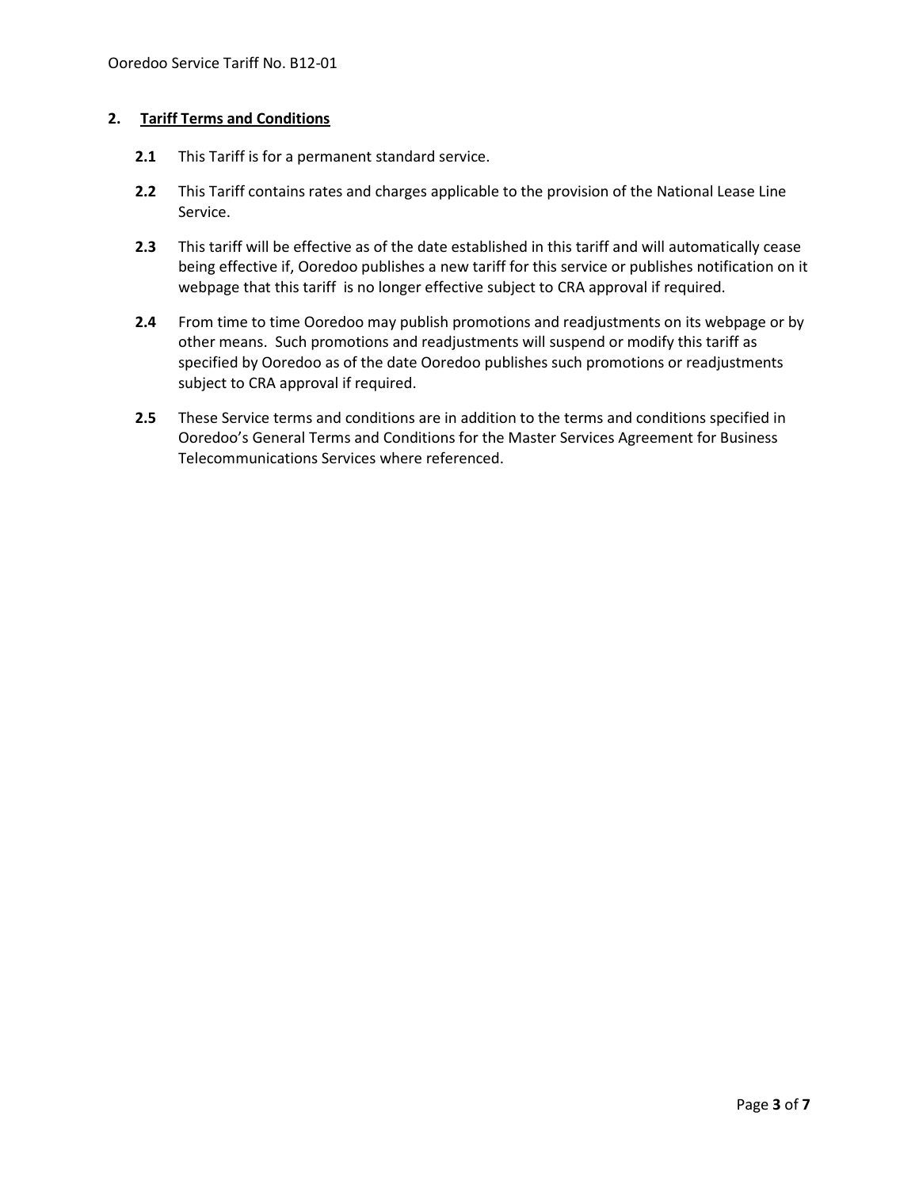## 2. Tariff Terms and Conditions

**2.1** This Tariff is for a permanent standard service.

**2.2** This Tariff contains rates and charges applicable to the provision of the National Lease Line Service.

**2.3** This tariff will be effective as of the date established in this tariff and will automatically cease being effective if, Ooredoo publishes a new tariff for this service or publishes notification on it webpage that this tariff is no longer effective subject to CRA approval if required.

**2.4** From time to time Ooredoo may publish promotions and readjustments on its webpage or by other means. Such promotions and readjustments will suspend or modify this tariff as specified by Ooredoo as of the date Ooredoo publishes such promotions or readjustments subject to CRA approval if required.

**2.5** These Service terms and conditions are in addition to the terms and conditions specified in Ooredoo's General Terms and Conditions for the Master Services Agreement for Business Telecommunications Services where referenced.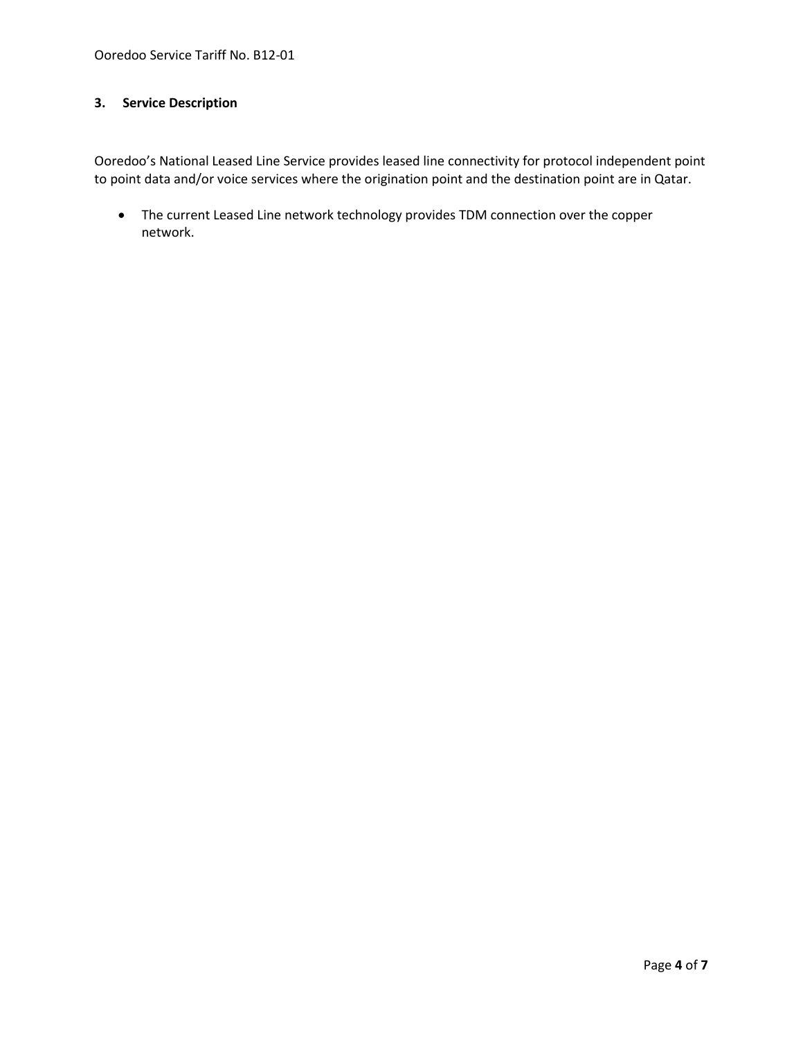## 3. Service Description

Ooredoo's National Leased Line Service provides leased line connectivity for protocol independent point to point data and/or voice services where the origination point and the destination point are in Qatar.

- The current Leased Line network technology provides TDM connection over the copper network.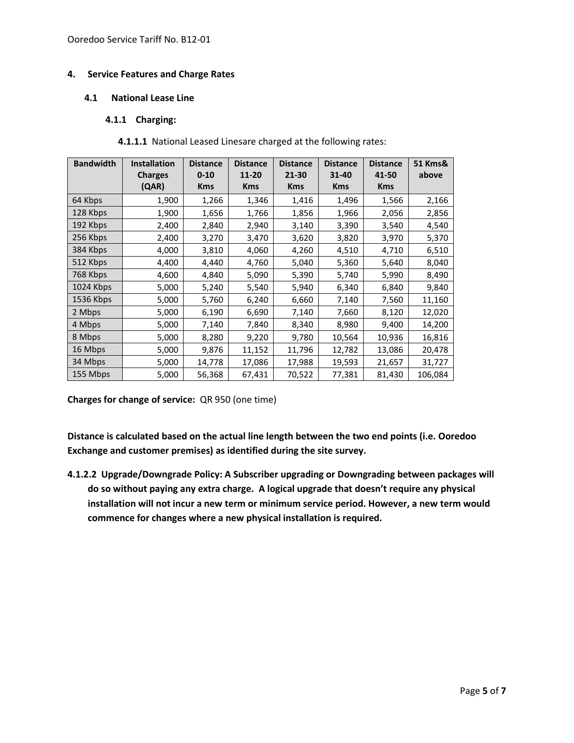## 4. Service Features and Charge Rates

### 4.1 National Lease Line

#### 4.1.1 Charging:

**4.1.1.1** National Leased Linesare charged at the following rates:

| Bandwidth | Installation Charges (QAR) | Distance 0-10 Kms | Distance 11-20 Kms | Distance 21-30 Kms | Distance 31-40 Kms | Distance 41-50 Kms | 51 Kms& above |
|---|---|---|---|---|---|---|---|
| 64 Kbps | 1,900 | 1,266 | 1,346 | 1,416 | 1,496 | 1,566 | 2,166 |
| 128 Kbps | 1,900 | 1,656 | 1,766 | 1,856 | 1,966 | 2,056 | 2,856 |
| 192 Kbps | 2,400 | 2,840 | 2,940 | 3,140 | 3,390 | 3,540 | 4,540 |
| 256 Kbps | 2,400 | 3,270 | 3,470 | 3,620 | 3,820 | 3,970 | 5,370 |
| 384 Kbps | 4,000 | 3,810 | 4,060 | 4,260 | 4,510 | 4,710 | 6,510 |
| 512 Kbps | 4,400 | 4,440 | 4,760 | 5,040 | 5,360 | 5,640 | 8,040 |
| 768 Kbps | 4,600 | 4,840 | 5,090 | 5,390 | 5,740 | 5,990 | 8,490 |
| 1024 Kbps | 5,000 | 5,240 | 5,540 | 5,940 | 6,340 | 6,840 | 9,840 |
| 1536 Kbps | 5,000 | 5,760 | 6,240 | 6,660 | 7,140 | 7,560 | 11,160 |
| 2 Mbps | 5,000 | 6,190 | 6,690 | 7,140 | 7,660 | 8,120 | 12,020 |
| 4 Mbps | 5,000 | 7,140 | 7,840 | 8,340 | 8,980 | 9,400 | 14,200 |
| 8 Mbps | 5,000 | 8,280 | 9,220 | 9,780 | 10,564 | 10,936 | 16,816 |
| 16 Mbps | 5,000 | 9,876 | 11,152 | 11,796 | 12,782 | 13,086 | 20,478 |
| 34 Mbps | 5,000 | 14,778 | 17,086 | 17,988 | 19,593 | 21,657 | 31,727 |
| 155 Mbps | 5,000 | 56,368 | 67,431 | 70,522 | 77,381 | 81,430 | 106,084 |

**Charges for change of service:** QR 950 (one time)

**Distance is calculated based on the actual line length between the two end points (i.e. Ooredoo Exchange and customer premises) as identified during the site survey.**

**4.1.2.2 Upgrade/Downgrade Policy: A Subscriber upgrading or Downgrading between packages will do so without paying any extra charge. A logical upgrade that doesn't require any physical installation will not incur a new term or minimum service period. However, a new term would commence for changes where a new physical installation is required.**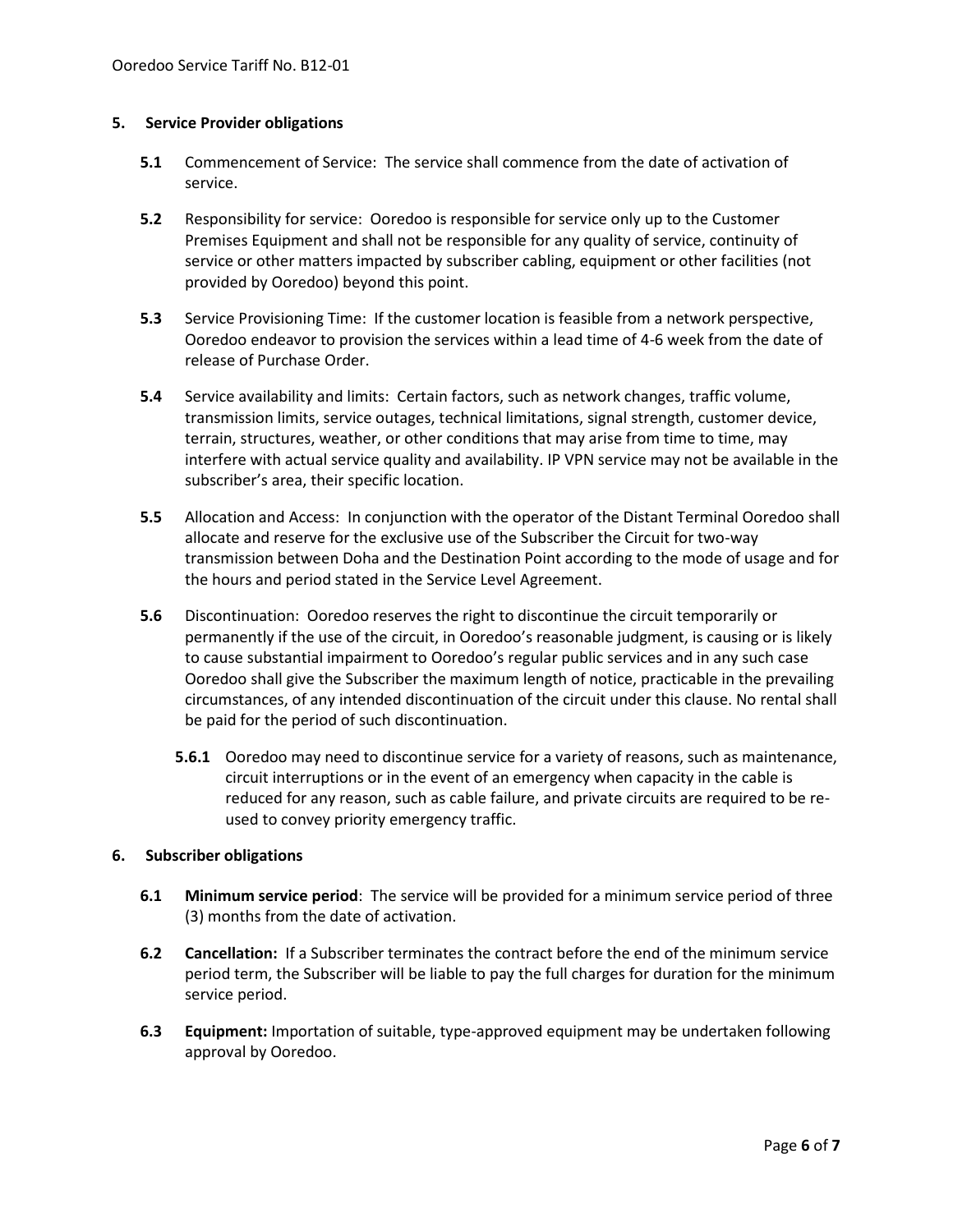## 5. Service Provider obligations

**5.1** Commencement of Service: The service shall commence from the date of activation of service.

**5.2** Responsibility for service: Ooredoo is responsible for service only up to the Customer Premises Equipment and shall not be responsible for any quality of service, continuity of service or other matters impacted by subscriber cabling, equipment or other facilities (not provided by Ooredoo) beyond this point.

**5.3** Service Provisioning Time: If the customer location is feasible from a network perspective, Ooredoo endeavor to provision the services within a lead time of 4-6 week from the date of release of Purchase Order.

**5.4** Service availability and limits: Certain factors, such as network changes, traffic volume, transmission limits, service outages, technical limitations, signal strength, customer device, terrain, structures, weather, or other conditions that may arise from time to time, may interfere with actual service quality and availability. IP VPN service may not be available in the subscriber's area, their specific location.

**5.5** Allocation and Access: In conjunction with the operator of the Distant Terminal Ooredoo shall allocate and reserve for the exclusive use of the Subscriber the Circuit for two-way transmission between Doha and the Destination Point according to the mode of usage and for the hours and period stated in the Service Level Agreement.

**5.6** Discontinuation: Ooredoo reserves the right to discontinue the circuit temporarily or permanently if the use of the circuit, in Ooredoo's reasonable judgment, is causing or is likely to cause substantial impairment to Ooredoo's regular public services and in any such case Ooredoo shall give the Subscriber the maximum length of notice, practicable in the prevailing circumstances, of any intended discontinuation of the circuit under this clause. No rental shall be paid for the period of such discontinuation.

**5.6.1** Ooredoo may need to discontinue service for a variety of reasons, such as maintenance, circuit interruptions or in the event of an emergency when capacity in the cable is reduced for any reason, such as cable failure, and private circuits are required to be re-used to convey priority emergency traffic.

## 6. Subscriber obligations

**6.1** **Minimum service period**: The service will be provided for a minimum service period of three (3) months from the date of activation.

**6.2** **Cancellation:** If a Subscriber terminates the contract before the end of the minimum service period term, the Subscriber will be liable to pay the full charges for duration for the minimum service period.

**6.3** **Equipment:** Importation of suitable, type-approved equipment may be undertaken following approval by Ooredoo.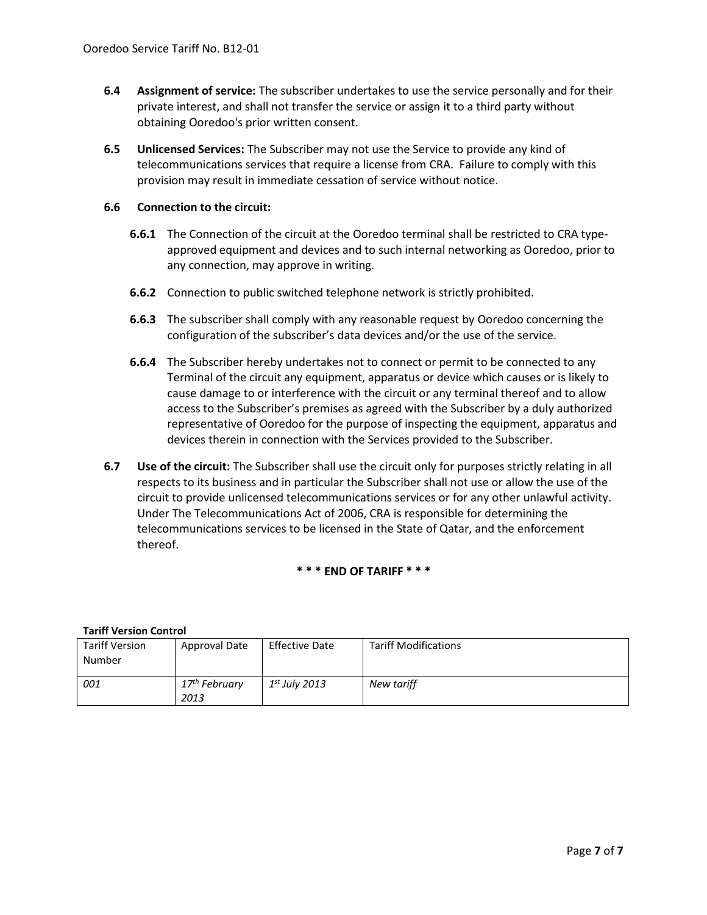**6.4 Assignment of service:** The subscriber undertakes to use the service personally and for their private interest, and shall not transfer the service or assign it to a third party without obtaining Ooredoo's prior written consent.

**6.5 Unlicensed Services:** The Subscriber may not use the Service to provide any kind of telecommunications services that require a license from CRA. Failure to comply with this provision may result in immediate cessation of service without notice.

**6.6 Connection to the circuit:**

**6.6.1** The Connection of the circuit at the Ooredoo terminal shall be restricted to CRA type-approved equipment and devices and to such internal networking as Ooredoo, prior to any connection, may approve in writing.

**6.6.2** Connection to public switched telephone network is strictly prohibited.

**6.6.3** The subscriber shall comply with any reasonable request by Ooredoo concerning the configuration of the subscriber's data devices and/or the use of the service.

**6.6.4** The Subscriber hereby undertakes not to connect or permit to be connected to any Terminal of the circuit any equipment, apparatus or device which causes or is likely to cause damage to or interference with the circuit or any terminal thereof and to allow access to the Subscriber's premises as agreed with the Subscriber by a duly authorized representative of Ooredoo for the purpose of inspecting the equipment, apparatus and devices therein in connection with the Services provided to the Subscriber.

**6.7 Use of the circuit:** The Subscriber shall use the circuit only for purposes strictly relating in all respects to its business and in particular the Subscriber shall not use or allow the use of the circuit to provide unlicensed telecommunications services or for any other unlawful activity. Under The Telecommunications Act of 2006, CRA is responsible for determining the telecommunications services to be licensed in the State of Qatar, and the enforcement thereof.

**\* \* \* END OF TARIFF \* \* \***

**Tariff Version Control**

| Tariff Version Number | Approval Date | Effective Date | Tariff Modifications |
|---|---|---|---|
| *001* | *17th February 2013* | *1st July 2013* | *New tariff* |